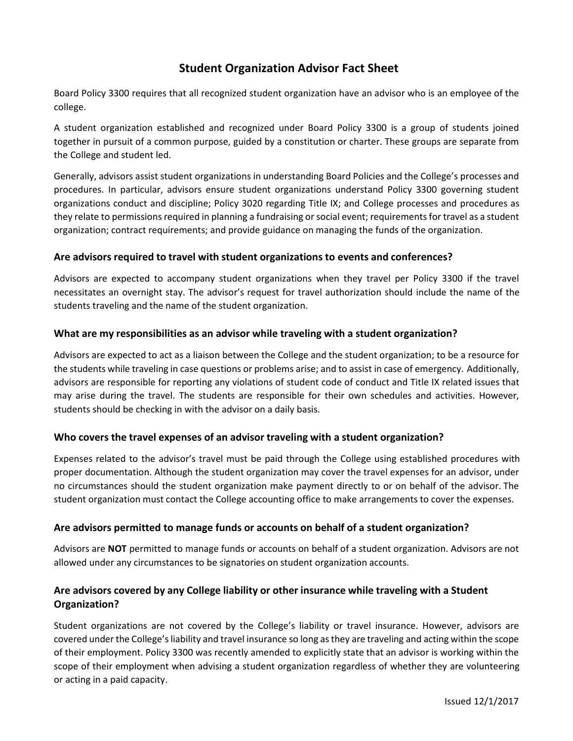# Student Organization Advisor Fact Sheet

Board Policy 3300 requires that all recognized student organization have an advisor who is an employee of the college.

A student organization established and recognized under Board Policy 3300 is a group of students joined together in pursuit of a common purpose, guided by a constitution or charter. These groups are separate from the College and student led.

Generally, advisors assist student organizations in understanding Board Policies and the College's processes and procedures. In particular, advisors ensure student organizations understand Policy 3300 governing student organizations conduct and discipline; Policy 3020 regarding Title IX; and College processes and procedures as they relate to permissions required in planning a fundraising or social event; requirements for travel as a student organization; contract requirements; and provide guidance on managing the funds of the organization.

### Are advisors required to travel with student organizations to events and conferences?

Advisors are expected to accompany student organizations when they travel per Policy 3300 if the travel necessitates an overnight stay. The advisor's request for travel authorization should include the name of the students traveling and the name of the student organization.

### What are my responsibilities as an advisor while traveling with a student organization?

Advisors are expected to act as a liaison between the College and the student organization; to be a resource for the students while traveling in case questions or problems arise; and to assist in case of emergency. Additionally, advisors are responsible for reporting any violations of student code of conduct and Title IX related issues that may arise during the travel. The students are responsible for their own schedules and activities. However, students should be checking in with the advisor on a daily basis.

### Who covers the travel expenses of an advisor traveling with a student organization?

Expenses related to the advisor's travel must be paid through the College using established procedures with proper documentation. Although the student organization may cover the travel expenses for an advisor, under no circumstances should the student organization make payment directly to or on behalf of the advisor. The student organization must contact the College accounting office to make arrangements to cover the expenses.

### Are advisors permitted to manage funds or accounts on behalf of a student organization?

Advisors are **NOT** permitted to manage funds or accounts on behalf of a student organization. Advisors are not allowed under any circumstances to be signatories on student organization accounts.

### Are advisors covered by any College liability or other insurance while traveling with a Student Organization?

Student organizations are not covered by the College's liability or travel insurance. However, advisors are covered under the College's liability and travel insurance so long as they are traveling and acting within the scope of their employment. Policy 3300 was recently amended to explicitly state that an advisor is working within the scope of their employment when advising a student organization regardless of whether they are volunteering or acting in a paid capacity.

Issued 12/1/2017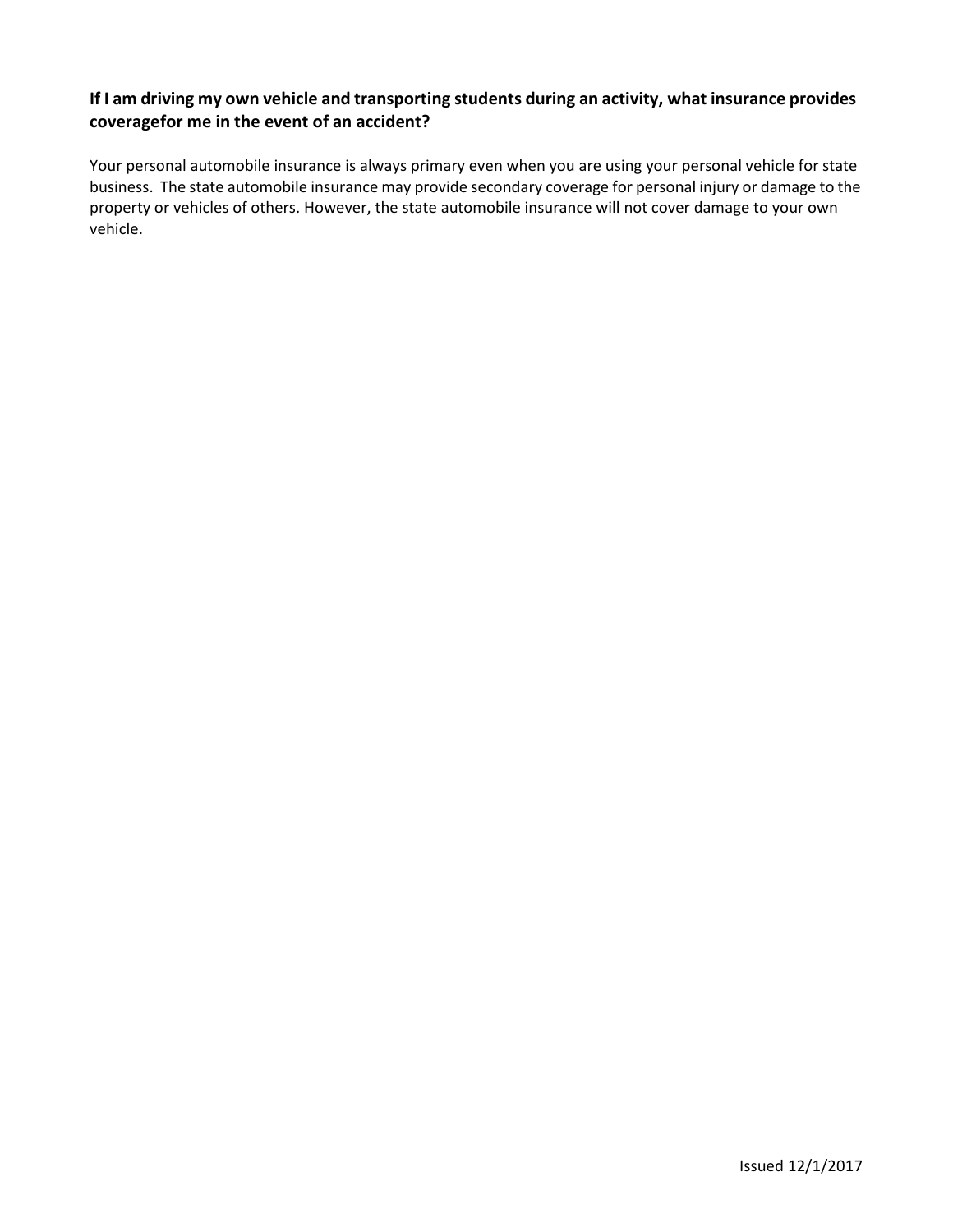**If I am driving my own vehicle and transporting students during an activity, what insurance provides coveragefor me in the event of an accident?**

Your personal automobile insurance is always primary even when you are using your personal vehicle for state business. The state automobile insurance may provide secondary coverage for personal injury or damage to the property or vehicles of others. However, the state automobile insurance will not cover damage to your own vehicle.

Issued 12/1/2017